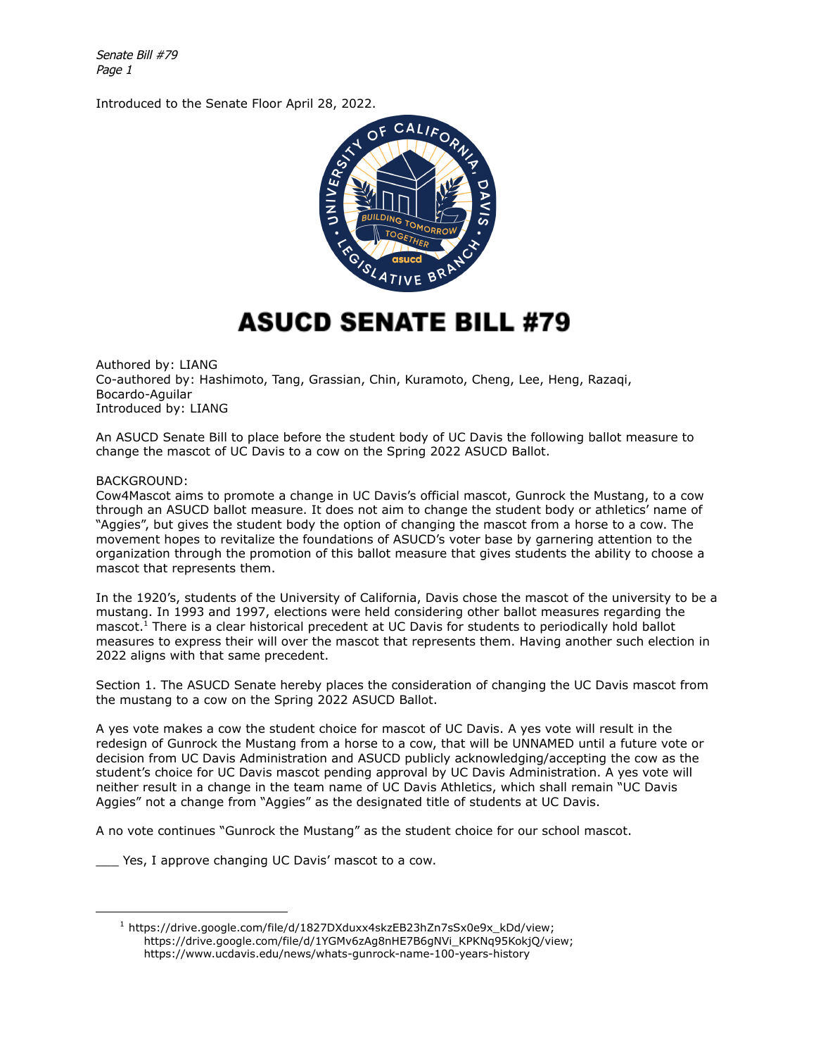Introduced to the Senate Floor April 28, 2022.

# ASUCD SENATE BILL #79

Authored by: LIANG
Co-authored by: Hashimoto, Tang, Grassian, Chin, Kuramoto, Cheng, Lee, Heng, Razaqi, Bocardo-Aguilar
Introduced by: LIANG

An ASUCD Senate Bill to place before the student body of UC Davis the following ballot measure to change the mascot of UC Davis to a cow on the Spring 2022 ASUCD Ballot.

BACKGROUND:
Cow4Mascot aims to promote a change in UC Davis's official mascot, Gunrock the Mustang, to a cow through an ASUCD ballot measure. It does not aim to change the student body or athletics' name of "Aggies", but gives the student body the option of changing the mascot from a horse to a cow. The movement hopes to revitalize the foundations of ASUCD's voter base by garnering attention to the organization through the promotion of this ballot measure that gives students the ability to choose a mascot that represents them.

In the 1920's, students of the University of California, Davis chose the mascot of the university to be a mustang. In 1993 and 1997, elections were held considering other ballot measures regarding the mascot.[1] There is a clear historical precedent at UC Davis for students to periodically hold ballot measures to express their will over the mascot that represents them. Having another such election in 2022 aligns with that same precedent.

Section 1. The ASUCD Senate hereby places the consideration of changing the UC Davis mascot from the mustang to a cow on the Spring 2022 ASUCD Ballot.

A yes vote makes a cow the student choice for mascot of UC Davis. A yes vote will result in the redesign of Gunrock the Mustang from a horse to a cow, that will be UNNAMED until a future vote or decision from UC Davis Administration and ASUCD publicly acknowledging/accepting the cow as the student's choice for UC Davis mascot pending approval by UC Davis Administration. A yes vote will neither result in a change in the team name of UC Davis Athletics, which shall remain "UC Davis Aggies" not a change from "Aggies" as the designated title of students at UC Davis.

A no vote continues "Gunrock the Mustang" as the student choice for our school mascot.

___ Yes, I approve changing UC Davis' mascot to a cow.

---

[1] https://drive.google.com/file/d/1827DXduxx4skzEB23hZn7sSx0e9x_kDd/view;
https://drive.google.com/file/d/1YGMv6zAg8nHE7B6gNVi_KPKNq95KokjQ/view;
https://www.ucdavis.edu/news/whats-gunrock-name-100-years-history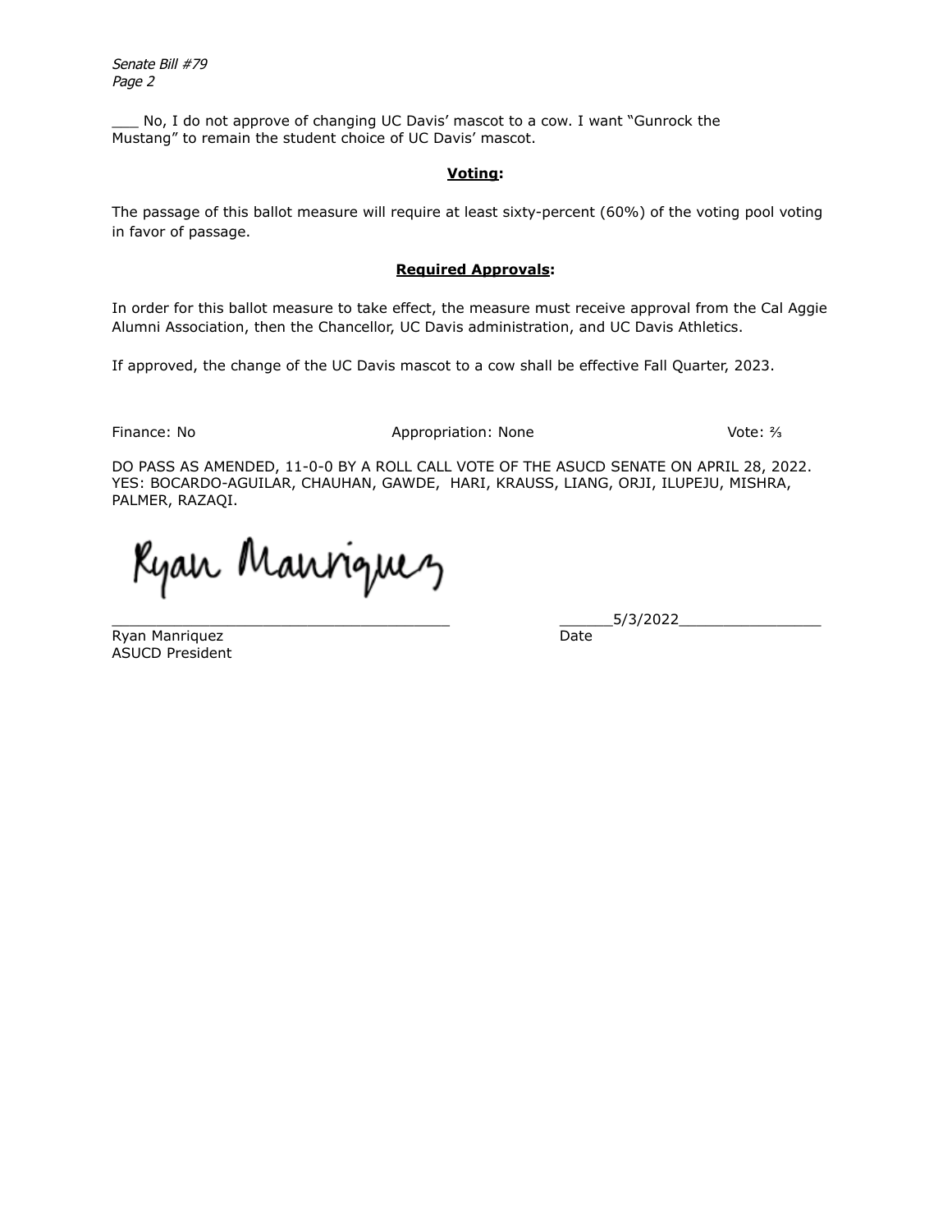___ No, I do not approve of changing UC Davis' mascot to a cow. I want "Gunrock the Mustang" to remain the student choice of UC Davis' mascot.

**Voting:**

The passage of this ballot measure will require at least sixty-percent (60%) of the voting pool voting in favor of passage.

**Required Approvals:**

In order for this ballot measure to take effect, the measure must receive approval from the Cal Aggie Alumni Association, then the Chancellor, UC Davis administration, and UC Davis Athletics.

If approved, the change of the UC Davis mascot to a cow shall be effective Fall Quarter, 2023.

Finance: No    Appropriation: None    Vote: ⅔

DO PASS AS AMENDED, 11-0-0 BY A ROLL CALL VOTE OF THE ASUCD SENATE ON APRIL 28, 2022. YES: BOCARDO-AGUILAR, CHAUHAN, GAWDE, HARI, KRAUSS, LIANG, ORJI, ILUPEJU, MISHRA, PALMER, RAZAQI.

Ryan Manriquez

_____________________________________    ______5/3/2022________________

Ryan Manriquez    Date
ASUCD President